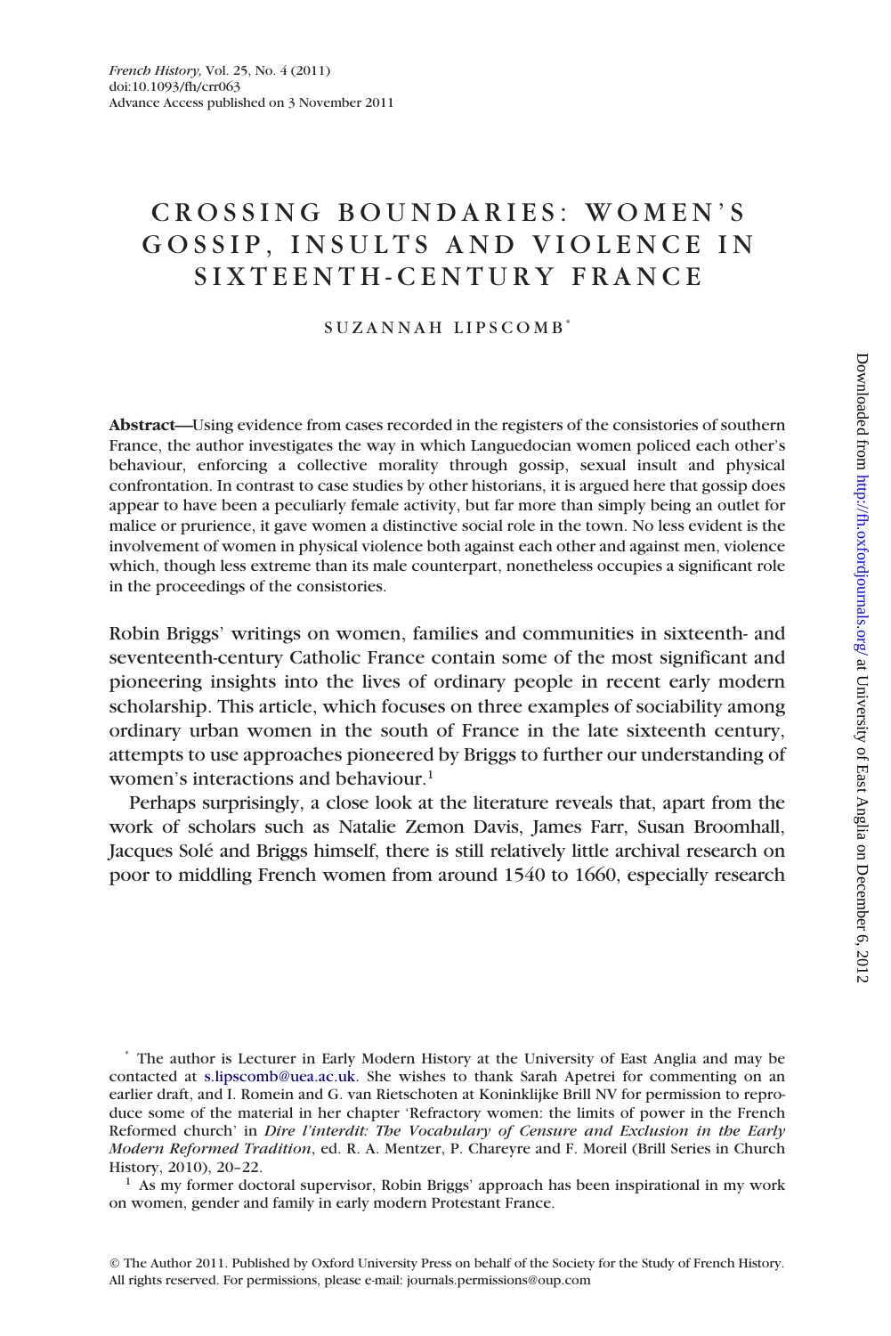*French History*, Vol. 25, No. 4 (2011)
doi:10.1093/fh/crr063
Advance Access published on 3 November 2011

# CROSSING BOUNDARIES: WOMEN'S GOSSIP, INSULTS AND VIOLENCE IN SIXTEENTH-CENTURY FRANCE

SUZANNAH LIPSCOMB*

**Abstract—**Using evidence from cases recorded in the registers of the consistories of southern France, the author investigates the way in which Languedocian women policed each other's behaviour, enforcing a collective morality through gossip, sexual insult and physical confrontation. In contrast to case studies by other historians, it is argued here that gossip does appear to have been a peculiarly female activity, but far more than simply being an outlet for malice or prurience, it gave women a distinctive social role in the town. No less evident is the involvement of women in physical violence both against each other and against men, violence which, though less extreme than its male counterpart, nonetheless occupies a significant role in the proceedings of the consistories.

Robin Briggs' writings on women, families and communities in sixteenth- and seventeenth-century Catholic France contain some of the most significant and pioneering insights into the lives of ordinary people in recent early modern scholarship. This article, which focuses on three examples of sociability among ordinary urban women in the south of France in the late sixteenth century, attempts to use approaches pioneered by Briggs to further our understanding of women's interactions and behaviour.[1]

Perhaps surprisingly, a close look at the literature reveals that, apart from the work of scholars such as Natalie Zemon Davis, James Farr, Susan Broomhall, Jacques Solé and Briggs himself, there is still relatively little archival research on poor to middling French women from around 1540 to 1660, especially research

\* The author is Lecturer in Early Modern History at the University of East Anglia and may be contacted at s.lipscomb@uea.ac.uk. She wishes to thank Sarah Apetrei for commenting on an earlier draft, and I. Romein and G. van Rietschoten at Koninklijke Brill NV for permission to reproduce some of the material in her chapter 'Refractory women: the limits of power in the French Reformed church' in *Dire l'interdit: The Vocabulary of Censure and Exclusion in the Early Modern Reformed Tradition*, ed. R. A. Mentzer, P. Chareyre and F. Moreil (Brill Series in Church History, 2010), 20–22.

[1] As my former doctoral supervisor, Robin Briggs' approach has been inspirational in my work on women, gender and family in early modern Protestant France.

© The Author 2011. Published by Oxford University Press on behalf of the Society for the Study of French History. All rights reserved. For permissions, please e-mail: journals.permissions@oup.com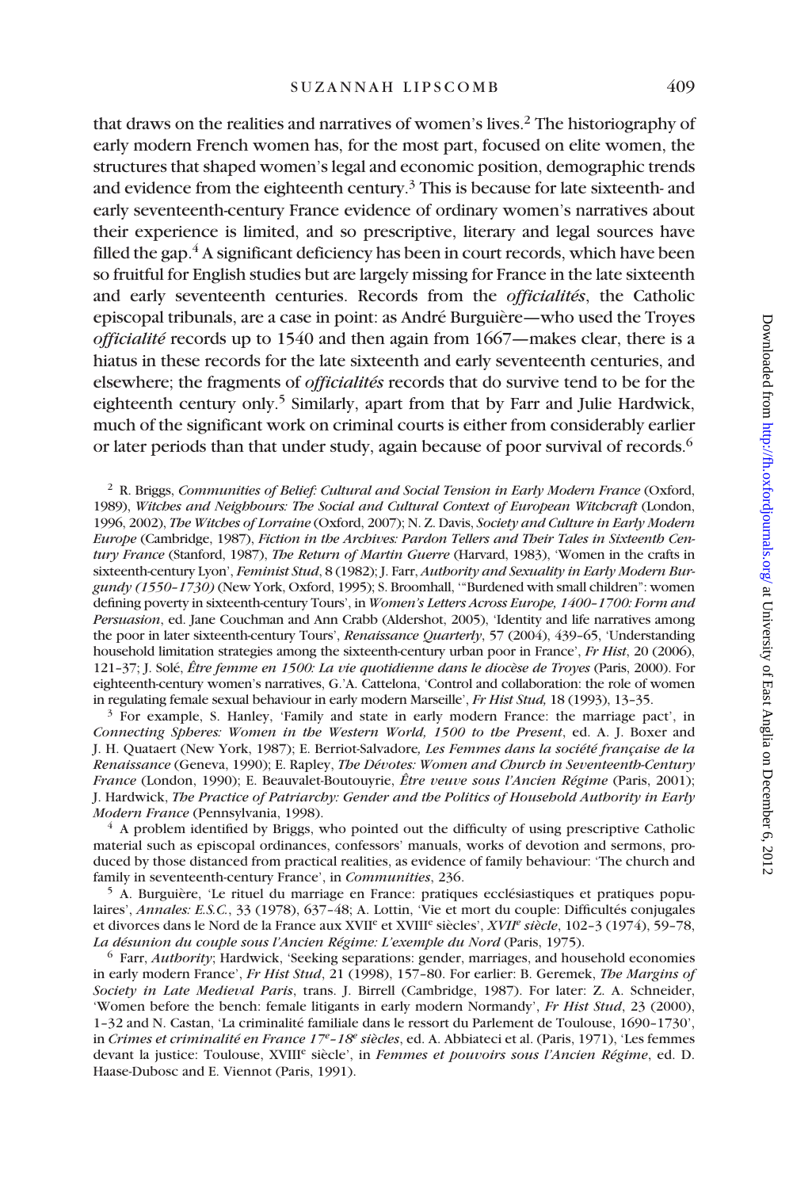that draws on the realities and narratives of women's lives.[2] The historiography of early modern French women has, for the most part, focused on elite women, the structures that shaped women's legal and economic position, demographic trends and evidence from the eighteenth century.[3] This is because for late sixteenth- and early seventeenth-century France evidence of ordinary women's narratives about their experience is limited, and so prescriptive, literary and legal sources have filled the gap.[4] A significant deficiency has been in court records, which have been so fruitful for English studies but are largely missing for France in the late sixteenth and early seventeenth centuries. Records from the *officialités*, the Catholic episcopal tribunals, are a case in point: as André Burguière—who used the Troyes *officialité* records up to 1540 and then again from 1667—makes clear, there is a hiatus in these records for the late sixteenth and early seventeenth centuries, and elsewhere; the fragments of *officialités* records that do survive tend to be for the eighteenth century only.[5] Similarly, apart from that by Farr and Julie Hardwick, much of the significant work on criminal courts is either from considerably earlier or later periods than that under study, again because of poor survival of records.[6]

[2] R. Briggs, *Communities of Belief: Cultural and Social Tension in Early Modern France* (Oxford, 1989), *Witches and Neighbours: The Social and Cultural Context of European Witchcraft* (London, 1996, 2002), *The Witches of Lorraine* (Oxford, 2007); N. Z. Davis, *Society and Culture in Early Modern Europe* (Cambridge, 1987), *Fiction in the Archives: Pardon Tellers and Their Tales in Sixteenth Century France* (Stanford, 1987), *The Return of Martin Guerre* (Harvard, 1983), 'Women in the crafts in sixteenth-century Lyon', *Feminist Stud*, 8 (1982); J. Farr, *Authority and Sexuality in Early Modern Burgundy (1550–1730)* (New York, Oxford, 1995); S. Broomhall, '"Burdened with small children": women defining poverty in sixteenth-century Tours', in *Women's Letters Across Europe, 1400–1700: Form and Persuasion*, ed. Jane Couchman and Ann Crabb (Aldershot, 2005), 'Identity and life narratives among the poor in later sixteenth-century Tours', *Renaissance Quarterly*, 57 (2004), 439–65, 'Understanding household limitation strategies among the sixteenth-century urban poor in France', *Fr Hist*, 20 (2006), 121–37; J. Solé, *Être femme en 1500: La vie quotidienne dans le diocèse de Troyes* (Paris, 2000). For eighteenth-century women's narratives, G.'A. Cattelona, 'Control and collaboration: the role of women in regulating female sexual behaviour in early modern Marseille', *Fr Hist Stud,* 18 (1993), 13–35.

[3] For example, S. Hanley, 'Family and state in early modern France: the marriage pact', in *Connecting Spheres: Women in the Western World, 1500 to the Present*, ed. A. J. Boxer and J. H. Quataert (New York, 1987); E. Berriot-Salvadore*, Les Femmes dans la société française de la Renaissance* (Geneva, 1990); E. Rapley, *The Dévotes: Women and Church in Seventeenth-Century France* (London, 1990); E. Beauvalet-Boutouyrie, *Être veuve sous l'Ancien Régime* (Paris, 2001); J. Hardwick, *The Practice of Patriarchy: Gender and the Politics of Household Authority in Early Modern France* (Pennsylvania, 1998).

[4] A problem identified by Briggs, who pointed out the difficulty of using prescriptive Catholic material such as episcopal ordinances, confessors' manuals, works of devotion and sermons, produced by those distanced from practical realities, as evidence of family behaviour: 'The church and family in seventeenth-century France', in *Communities*, 236.

[5] A. Burguière, 'Le rituel du marriage en France: pratiques ecclésiastiques et pratiques populaires', *Annales: E.S.C.*, 33 (1978), 637–48; A. Lottin, 'Vie et mort du couple: Difficultés conjugales et divorces dans le Nord de la France aux XVII^e^ et XVIII^e^ siècles', *XVII^e^ siècle*, 102–3 (1974), 59–78, *La désunion du couple sous l'Ancien Régime: L'exemple du Nord* (Paris, 1975).

[6] Farr, *Authority*; Hardwick, 'Seeking separations: gender, marriages, and household economies in early modern France', *Fr Hist Stud*, 21 (1998), 157–80. For earlier: B. Geremek, *The Margins of Society in Late Medieval Paris*, trans. J. Birrell (Cambridge, 1987). For later: Z. A. Schneider, 'Women before the bench: female litigants in early modern Normandy', *Fr Hist Stud*, 23 (2000), 1–32 and N. Castan, 'La criminalité familiale dans le ressort du Parlement de Toulouse, 1690–1730', in *Crimes et criminalité en France 17^e^–18^e^ siècles*, ed. A. Abbiateci et al. (Paris, 1971), 'Les femmes devant la justice: Toulouse, XVIII^e^ siècle', in *Femmes et pouvoirs sous l'Ancien Régime*, ed. D. Haase-Dubosc and E. Viennot (Paris, 1991).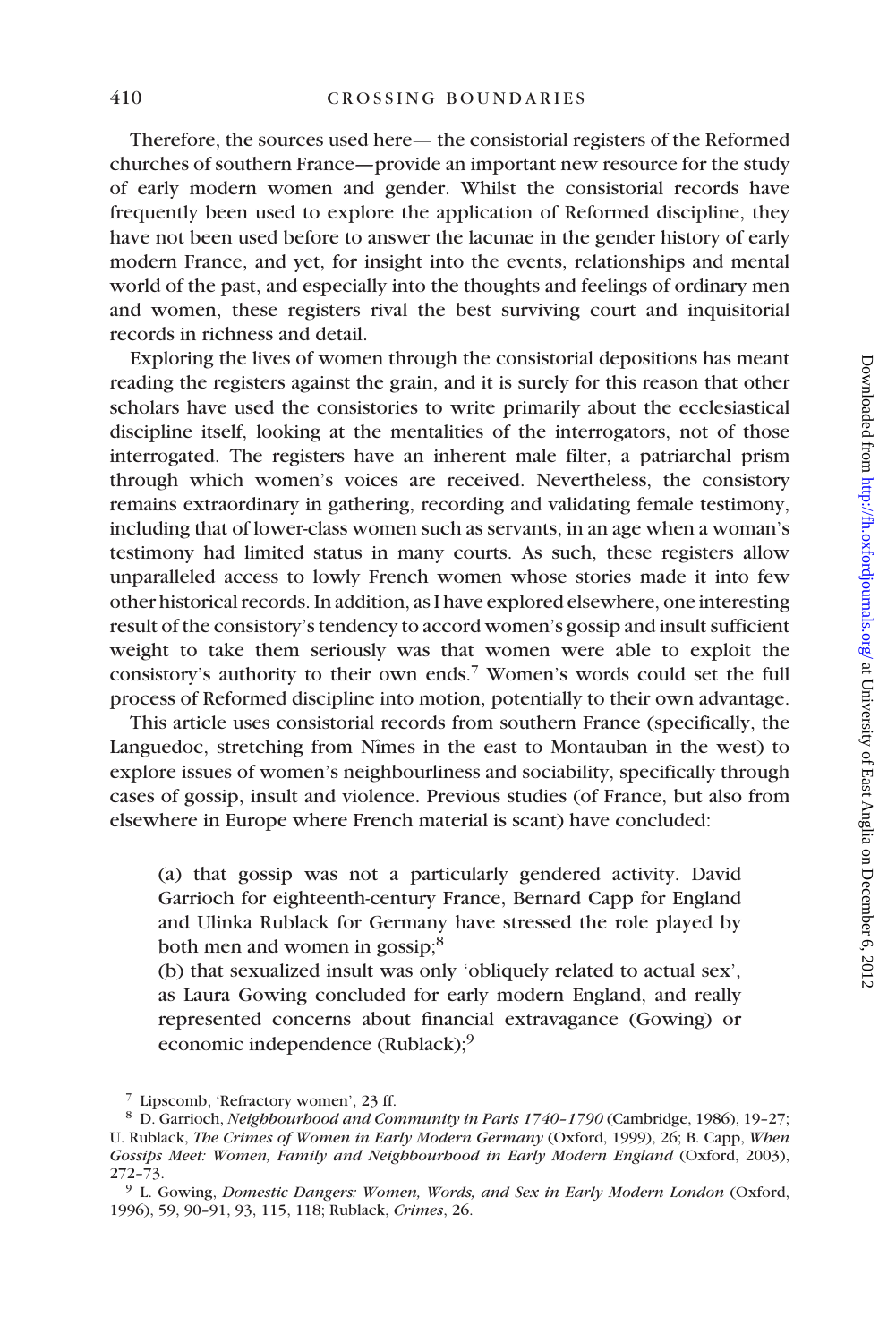Therefore, the sources used here— the consistorial registers of the Reformed churches of southern France—provide an important new resource for the study of early modern women and gender. Whilst the consistorial records have frequently been used to explore the application of Reformed discipline, they have not been used before to answer the lacunae in the gender history of early modern France, and yet, for insight into the events, relationships and mental world of the past, and especially into the thoughts and feelings of ordinary men and women, these registers rival the best surviving court and inquisitorial records in richness and detail.

Exploring the lives of women through the consistorial depositions has meant reading the registers against the grain, and it is surely for this reason that other scholars have used the consistories to write primarily about the ecclesiastical discipline itself, looking at the mentalities of the interrogators, not of those interrogated. The registers have an inherent male filter, a patriarchal prism through which women's voices are received. Nevertheless, the consistory remains extraordinary in gathering, recording and validating female testimony, including that of lower-class women such as servants, in an age when a woman's testimony had limited status in many courts. As such, these registers allow unparalleled access to lowly French women whose stories made it into few other historical records. In addition, as I have explored elsewhere, one interesting result of the consistory's tendency to accord women's gossip and insult sufficient weight to take them seriously was that women were able to exploit the consistory's authority to their own ends.[7] Women's words could set the full process of Reformed discipline into motion, potentially to their own advantage.

This article uses consistorial records from southern France (specifically, the Languedoc, stretching from Nîmes in the east to Montauban in the west) to explore issues of women's neighbourliness and sociability, specifically through cases of gossip, insult and violence. Previous studies (of France, but also from elsewhere in Europe where French material is scant) have concluded:

> (a) that gossip was not a particularly gendered activity. David Garrioch for eighteenth-century France, Bernard Capp for England and Ulinka Rublack for Germany have stressed the role played by both men and women in gossip;[8]
>
> (b) that sexualized insult was only 'obliquely related to actual sex', as Laura Gowing concluded for early modern England, and really represented concerns about financial extravagance (Gowing) or economic independence (Rublack);[9]

[7] Lipscomb, 'Refractory women', 23 ff.

[8] D. Garrioch, *Neighbourhood and Community in Paris 1740–1790* (Cambridge, 1986), 19–27; U. Rublack, *The Crimes of Women in Early Modern Germany* (Oxford, 1999), 26; B. Capp, *When Gossips Meet: Women, Family and Neighbourhood in Early Modern England* (Oxford, 2003), 272–73.

[9] L. Gowing, *Domestic Dangers: Women, Words, and Sex in Early Modern London* (Oxford, 1996), 59, 90–91, 93, 115, 118; Rublack, *Crimes*, 26.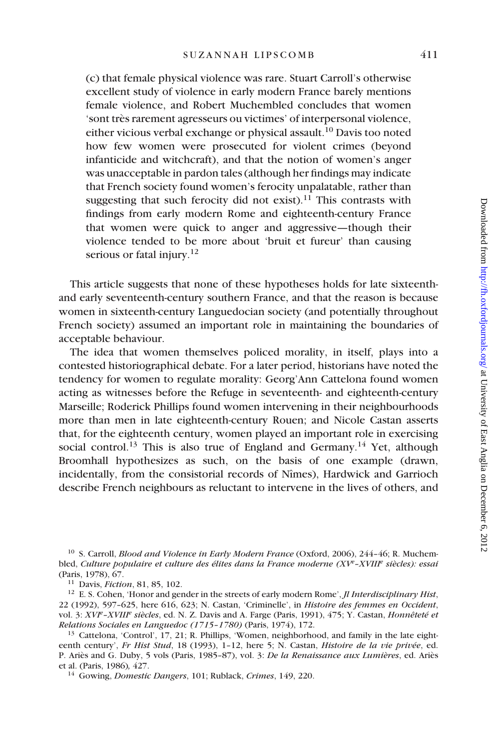(c) that female physical violence was rare. Stuart Carroll's otherwise excellent study of violence in early modern France barely mentions female violence, and Robert Muchembled concludes that women 'sont très rarement agresseurs ou victimes' of interpersonal violence, either vicious verbal exchange or physical assault.[10] Davis too noted how few women were prosecuted for violent crimes (beyond infanticide and witchcraft), and that the notion of women's anger was unacceptable in pardon tales (although her findings may indicate that French society found women's ferocity unpalatable, rather than suggesting that such ferocity did not exist).[11] This contrasts with findings from early modern Rome and eighteenth-century France that women were quick to anger and aggressive—though their violence tended to be more about 'bruit et fureur' than causing serious or fatal injury.[12]

This article suggests that none of these hypotheses holds for late sixteenth- and early seventeenth-century southern France, and that the reason is because women in sixteenth-century Languedocian society (and potentially throughout French society) assumed an important role in maintaining the boundaries of acceptable behaviour.

The idea that women themselves policed morality, in itself, plays into a contested historiographical debate. For a later period, historians have noted the tendency for women to regulate morality: Georg'Ann Cattelona found women acting as witnesses before the Refuge in seventeenth- and eighteenth-century Marseille; Roderick Phillips found women intervening in their neighbourhoods more than men in late eighteenth-century Rouen; and Nicole Castan asserts that, for the eighteenth century, women played an important role in exercising social control.[13] This is also true of England and Germany.[14] Yet, although Broomhall hypothesizes as such, on the basis of one example (drawn, incidentally, from the consistorial records of Nîmes), Hardwick and Garrioch describe French neighbours as reluctant to intervene in the lives of others, and

---

[10] S. Carroll, *Blood and Violence in Early Modern France* (Oxford, 2006), 244–46; R. Muchembled, *Culture populaire et culture des élites dans la France moderne (XVe–XVIIIe siècles): essai* (Paris, 1978), 67.

[11] Davis, *Fiction*, 81, 85, 102.

[12] E. S. Cohen, 'Honor and gender in the streets of early modern Rome', *Jl Interdisciplinary Hist*, 22 (1992), 597–625, here 616, 623; N. Castan, 'Criminelle', in *Histoire des femmes en Occident*, vol. 3: *XVIe–XVIIIe siècles*, ed. N. Z. Davis and A. Farge (Paris, 1991), 475; Y. Castan, *Honnêteté et Relations Sociales en Languedoc (1715–1780)* (Paris, 1974), 172.

[13] Cattelona, 'Control', 17, 21; R. Phillips, 'Women, neighborhood, and family in the late eighteenth century', *Fr Hist Stud*, 18 (1993), 1–12, here 5; N. Castan, *Histoire de la vie privée*, ed. P. Ariès and G. Duby, 5 vols (Paris, 1985–87), vol. 3: *De la Renaissance aux Lumières*, ed. Ariès et al. (Paris, 1986), 427.

[14] Gowing, *Domestic Dangers*, 101; Rublack, *Crimes*, 149, 220.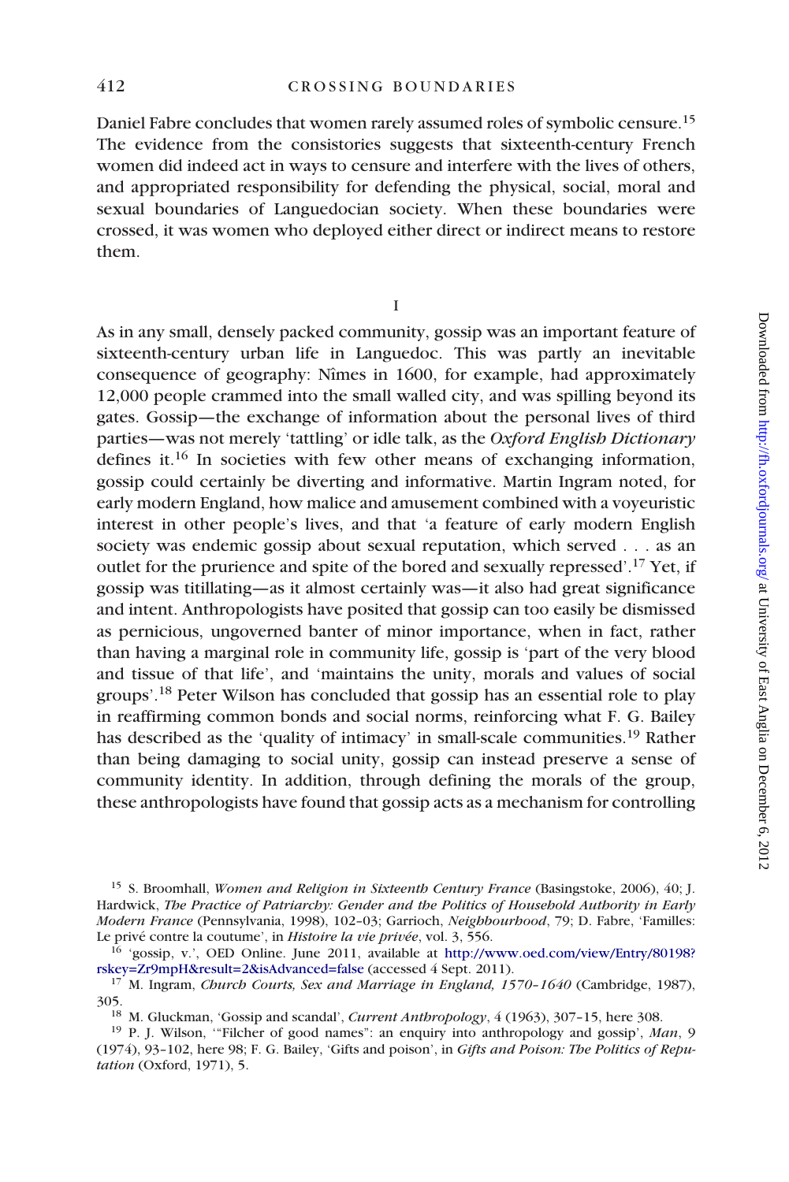Daniel Fabre concludes that women rarely assumed roles of symbolic censure.[15] The evidence from the consistories suggests that sixteenth-century French women did indeed act in ways to censure and interfere with the lives of others, and appropriated responsibility for defending the physical, social, moral and sexual boundaries of Languedocian society. When these boundaries were crossed, it was women who deployed either direct or indirect means to restore them.

## I

As in any small, densely packed community, gossip was an important feature of sixteenth-century urban life in Languedoc. This was partly an inevitable consequence of geography: Nîmes in 1600, for example, had approximately 12,000 people crammed into the small walled city, and was spilling beyond its gates. Gossip—the exchange of information about the personal lives of third parties—was not merely 'tattling' or idle talk, as the *Oxford English Dictionary* defines it.[16] In societies with few other means of exchanging information, gossip could certainly be diverting and informative. Martin Ingram noted, for early modern England, how malice and amusement combined with a voyeuristic interest in other people's lives, and that 'a feature of early modern English society was endemic gossip about sexual reputation, which served . . . as an outlet for the prurience and spite of the bored and sexually repressed'.[17] Yet, if gossip was titillating—as it almost certainly was—it also had great significance and intent. Anthropologists have posited that gossip can too easily be dismissed as pernicious, ungoverned banter of minor importance, when in fact, rather than having a marginal role in community life, gossip is 'part of the very blood and tissue of that life', and 'maintains the unity, morals and values of social groups'.[18] Peter Wilson has concluded that gossip has an essential role to play in reaffirming common bonds and social norms, reinforcing what F. G. Bailey has described as the 'quality of intimacy' in small-scale communities.[19] Rather than being damaging to social unity, gossip can instead preserve a sense of community identity. In addition, through defining the morals of the group, these anthropologists have found that gossip acts as a mechanism for controlling

---

[15] S. Broomhall, *Women and Religion in Sixteenth Century France* (Basingstoke, 2006), 40; J. Hardwick, *The Practice of Patriarchy: Gender and the Politics of Household Authority in Early Modern France* (Pennsylvania, 1998), 102–03; Garrioch, *Neighbourhood*, 79; D. Fabre, 'Familles: Le privé contre la coutume', in *Histoire la vie privée*, vol. 3, 556.

[16] 'gossip, v.', OED Online. June 2011, available at http://www.oed.com/view/Entry/80198?rskey=Zr9mpH&result=2&isAdvanced=false (accessed 4 Sept. 2011).

[17] M. Ingram, *Church Courts, Sex and Marriage in England, 1570–1640* (Cambridge, 1987), 305.

[18] M. Gluckman, 'Gossip and scandal', *Current Anthropology*, 4 (1963), 307–15, here 308.

[19] P. J. Wilson, '"Filcher of good names": an enquiry into anthropology and gossip', *Man*, 9 (1974), 93–102, here 98; F. G. Bailey, 'Gifts and poison', in *Gifts and Poison: The Politics of Reputation* (Oxford, 1971), 5.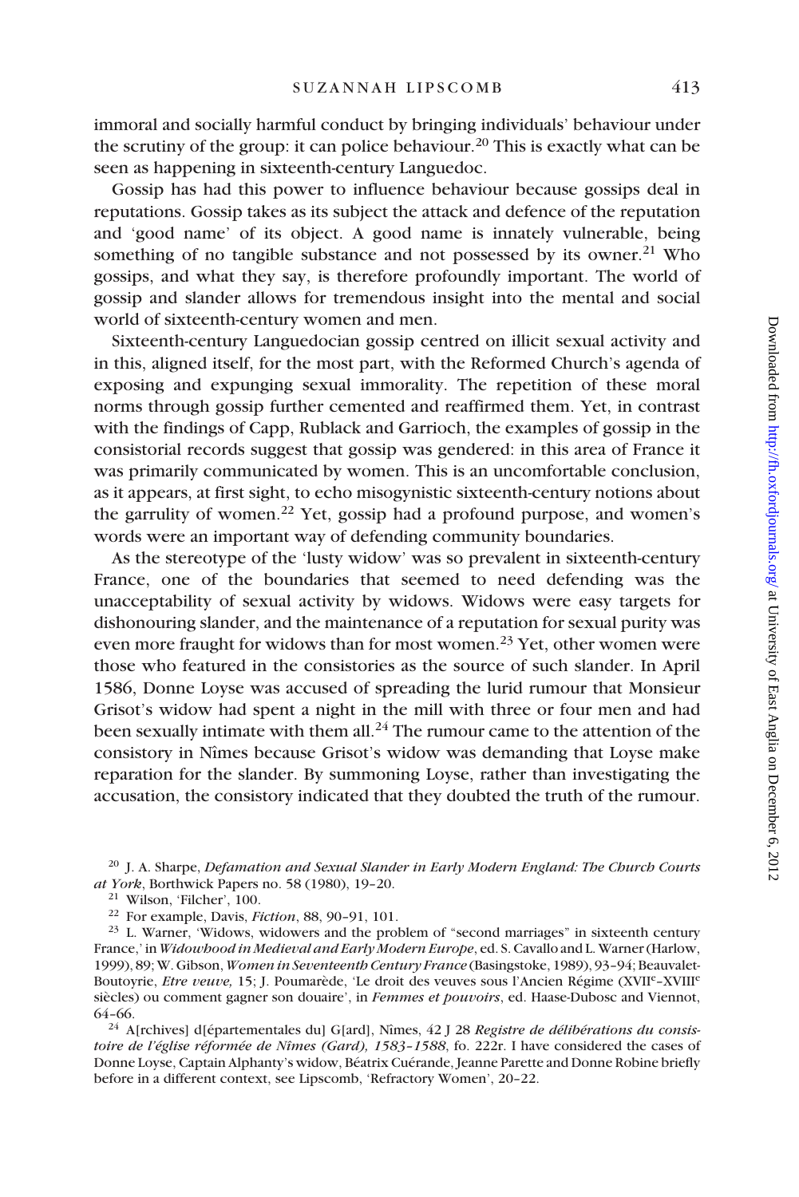immoral and socially harmful conduct by bringing individuals' behaviour under the scrutiny of the group: it can police behaviour.[20] This is exactly what can be seen as happening in sixteenth-century Languedoc.

Gossip has had this power to influence behaviour because gossips deal in reputations. Gossip takes as its subject the attack and defence of the reputation and 'good name' of its object. A good name is innately vulnerable, being something of no tangible substance and not possessed by its owner.[21] Who gossips, and what they say, is therefore profoundly important. The world of gossip and slander allows for tremendous insight into the mental and social world of sixteenth-century women and men.

Sixteenth-century Languedocian gossip centred on illicit sexual activity and in this, aligned itself, for the most part, with the Reformed Church's agenda of exposing and expunging sexual immorality. The repetition of these moral norms through gossip further cemented and reaffirmed them. Yet, in contrast with the findings of Capp, Rublack and Garrioch, the examples of gossip in the consistorial records suggest that gossip was gendered: in this area of France it was primarily communicated by women. This is an uncomfortable conclusion, as it appears, at first sight, to echo misogynistic sixteenth-century notions about the garrulity of women.[22] Yet, gossip had a profound purpose, and women's words were an important way of defending community boundaries.

As the stereotype of the 'lusty widow' was so prevalent in sixteenth-century France, one of the boundaries that seemed to need defending was the unacceptability of sexual activity by widows. Widows were easy targets for dishonouring slander, and the maintenance of a reputation for sexual purity was even more fraught for widows than for most women.[23] Yet, other women were those who featured in the consistories as the source of such slander. In April 1586, Donne Loyse was accused of spreading the lurid rumour that Monsieur Grisot's widow had spent a night in the mill with three or four men and had been sexually intimate with them all.[24] The rumour came to the attention of the consistory in Nîmes because Grisot's widow was demanding that Loyse make reparation for the slander. By summoning Loyse, rather than investigating the accusation, the consistory indicated that they doubted the truth of the rumour.

[20] J. A. Sharpe, *Defamation and Sexual Slander in Early Modern England: The Church Courts at York*, Borthwick Papers no. 58 (1980), 19–20.

[21] Wilson, 'Filcher', 100.

[22] For example, Davis, *Fiction*, 88, 90–91, 101.

[23] L. Warner, 'Widows, widowers and the problem of "second marriages" in sixteenth century France,' in *Widowhood in Medieval and Early Modern Europe*, ed. S. Cavallo and L. Warner (Harlow, 1999), 89; W. Gibson, *Women in Seventeenth Century France* (Basingstoke, 1989), 93–94; Beauvalet-Boutoyrie, *Etre veuve,* 15; J. Poumarède, 'Le droit des veuves sous l'Ancien Régime (XVII^e–XVIII^e siècles) ou comment gagner son douaire', in *Femmes et pouvoirs*, ed. Haase-Dubosc and Viennot, 64–66.

[24] A[rchives] d[épartementales du] G[ard], Nîmes, 42 J 28 *Registre de délibérations du consistoire de l'église réformée de Nîmes (Gard), 1583–1588*, fo. 222r. I have considered the cases of Donne Loyse, Captain Alphanty's widow, Béatrix Cuérande, Jeanne Parette and Donne Robine briefly before in a different context, see Lipscomb, 'Refractory Women', 20–22.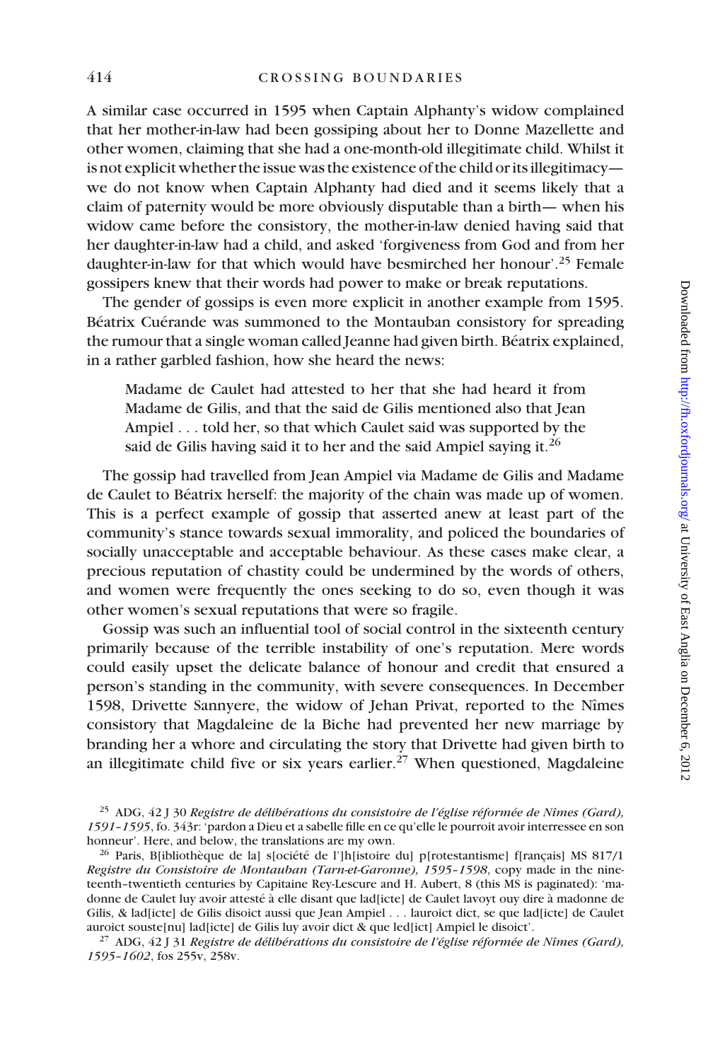A similar case occurred in 1595 when Captain Alphanty's widow complained that her mother-in-law had been gossiping about her to Donne Mazellette and other women, claiming that she had a one-month-old illegitimate child. Whilst it is not explicit whether the issue was the existence of the child or its illegitimacy—we do not know when Captain Alphanty had died and it seems likely that a claim of paternity would be more obviously disputable than a birth— when his widow came before the consistory, the mother-in-law denied having said that her daughter-in-law had a child, and asked 'forgiveness from God and from her daughter-in-law for that which would have besmirched her honour'.[25] Female gossipers knew that their words had power to make or break reputations.

The gender of gossips is even more explicit in another example from 1595. Béatrix Cuérande was summoned to the Montauban consistory for spreading the rumour that a single woman called Jeanne had given birth. Béatrix explained, in a rather garbled fashion, how she heard the news:

> Madame de Caulet had attested to her that she had heard it from Madame de Gilis, and that the said de Gilis mentioned also that Jean Ampiel . . . told her, so that which Caulet said was supported by the said de Gilis having said it to her and the said Ampiel saying it.[26]

The gossip had travelled from Jean Ampiel via Madame de Gilis and Madame de Caulet to Béatrix herself: the majority of the chain was made up of women. This is a perfect example of gossip that asserted anew at least part of the community's stance towards sexual immorality, and policed the boundaries of socially unacceptable and acceptable behaviour. As these cases make clear, a precious reputation of chastity could be undermined by the words of others, and women were frequently the ones seeking to do so, even though it was other women's sexual reputations that were so fragile.

Gossip was such an influential tool of social control in the sixteenth century primarily because of the terrible instability of one's reputation. Mere words could easily upset the delicate balance of honour and credit that ensured a person's standing in the community, with severe consequences. In December 1598, Drivette Sannyere, the widow of Jehan Privat, reported to the Nîmes consistory that Magdaleine de la Biche had prevented her new marriage by branding her a whore and circulating the story that Drivette had given birth to an illegitimate child five or six years earlier.[27] When questioned, Magdaleine

[25] ADG, 42 J 30 *Registre de délibérations du consistoire de l'église réformée de Nîmes (Gard), 1591–1595*, fo. 343r: 'pardon a Dieu et a sabelle fille en ce qu'elle le pourroit avoir interressee en son honneur'. Here, and below, the translations are my own.

[26] Paris, B[ibliothèque de la] s[ociété de l']h[istoire du] p[rotestantisme] f[rançais] MS 817/1 *Registre du Consistoire de Montauban (Tarn-et-Garonne), 1595–1598*, copy made in the nineteenth–twentieth centuries by Capitaine Rey-Lescure and H. Aubert, 8 (this MS is paginated): 'madonne de Caulet luy avoir attesté à elle disant que lad[icte] de Caulet lavoyt ouy dire à madonne de Gilis, & lad[icte] de Gilis disoict aussi que Jean Ampiel . . . lauroict dict, se que lad[icte] de Caulet auroict souste[nu] lad[icte] de Gilis luy avoir dict & que led[ict] Ampiel le disoict'.

[27] ADG, 42 J 31 *Registre de délibérations du consistoire de l'église réformée de Nîmes (Gard), 1595–1602*, fos 255v, 258v.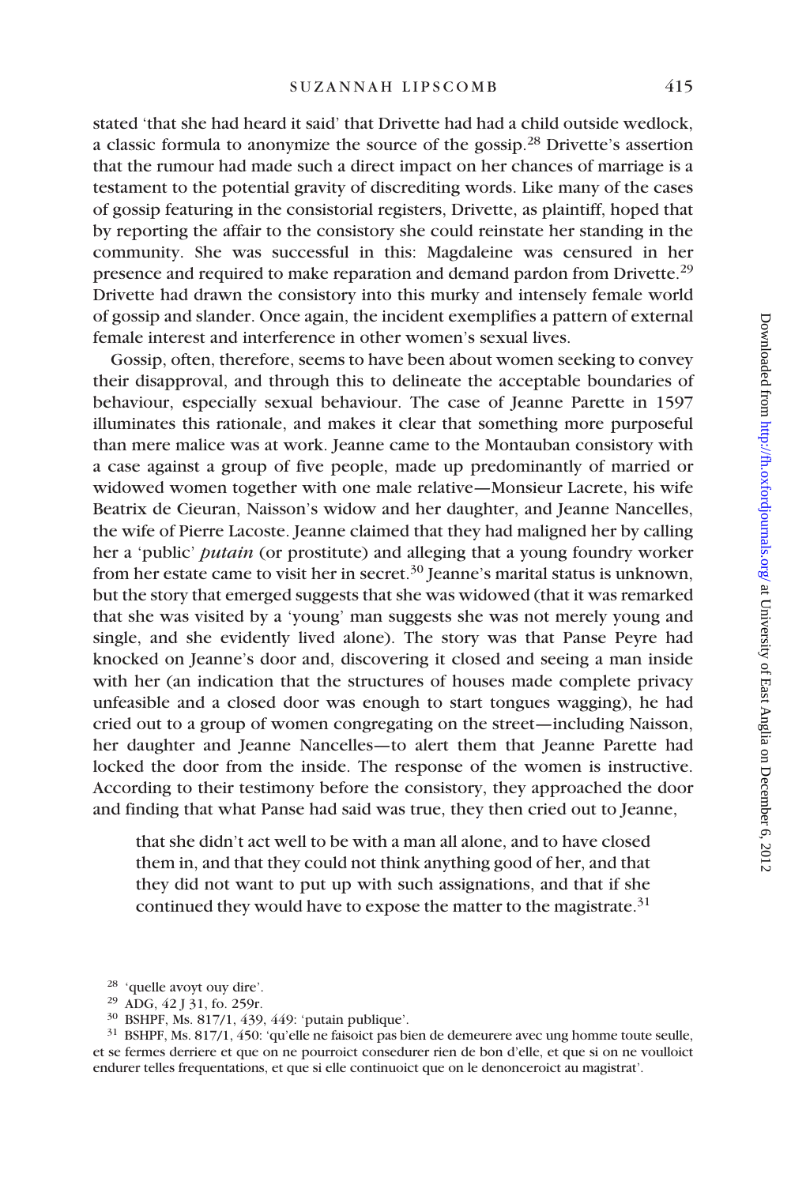stated 'that she had heard it said' that Drivette had had a child outside wedlock, a classic formula to anonymize the source of the gossip.[28] Drivette's assertion that the rumour had made such a direct impact on her chances of marriage is a testament to the potential gravity of discrediting words. Like many of the cases of gossip featuring in the consistorial registers, Drivette, as plaintiff, hoped that by reporting the affair to the consistory she could reinstate her standing in the community. She was successful in this: Magdaleine was censured in her presence and required to make reparation and demand pardon from Drivette.[29] Drivette had drawn the consistory into this murky and intensely female world of gossip and slander. Once again, the incident exemplifies a pattern of external female interest and interference in other women's sexual lives.

Gossip, often, therefore, seems to have been about women seeking to convey their disapproval, and through this to delineate the acceptable boundaries of behaviour, especially sexual behaviour. The case of Jeanne Parette in 1597 illuminates this rationale, and makes it clear that something more purposeful than mere malice was at work. Jeanne came to the Montauban consistory with a case against a group of five people, made up predominantly of married or widowed women together with one male relative—Monsieur Lacrete, his wife Beatrix de Cieuran, Naisson's widow and her daughter, and Jeanne Nancelles, the wife of Pierre Lacoste. Jeanne claimed that they had maligned her by calling her a 'public' *putain* (or prostitute) and alleging that a young foundry worker from her estate came to visit her in secret.[30] Jeanne's marital status is unknown, but the story that emerged suggests that she was widowed (that it was remarked that she was visited by a 'young' man suggests she was not merely young and single, and she evidently lived alone). The story was that Panse Peyre had knocked on Jeanne's door and, discovering it closed and seeing a man inside with her (an indication that the structures of houses made complete privacy unfeasible and a closed door was enough to start tongues wagging), he had cried out to a group of women congregating on the street—including Naisson, her daughter and Jeanne Nancelles—to alert them that Jeanne Parette had locked the door from the inside. The response of the women is instructive. According to their testimony before the consistory, they approached the door and finding that what Panse had said was true, they then cried out to Jeanne,

> that she didn't act well to be with a man all alone, and to have closed them in, and that they could not think anything good of her, and that they did not want to put up with such assignations, and that if she continued they would have to expose the matter to the magistrate.[31]

---

[28] 'quelle avoyt ouy dire'.

[29] ADG, 42 J 31, fo. 259r.

[30] BSHPF, Ms. 817/1, 439, 449: 'putain publique'.

[31] BSHPF, Ms. 817/1, 450: 'qu'elle ne faisoict pas bien de demeurere avec ung homme toute seulle, et se fermes derriere et que on ne pourroict consedurer rien de bon d'elle, et que si on ne voulloict endurer telles frequentations, et que si elle continuoict que on le denonceroict au magistrat'.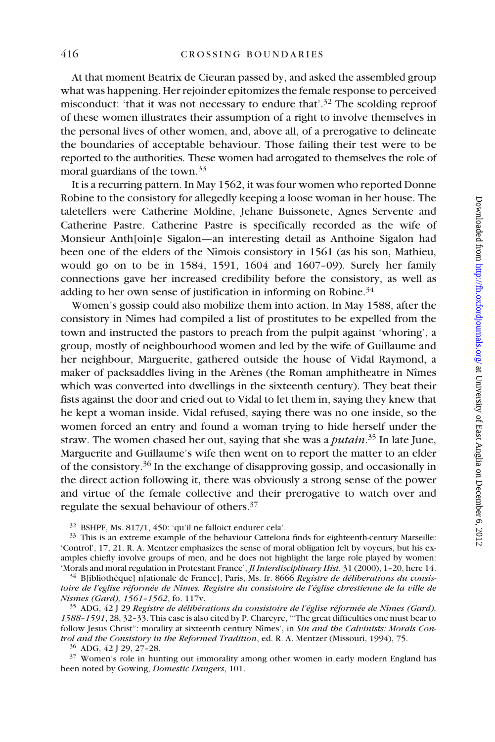At that moment Beatrix de Cieuran passed by, and asked the assembled group what was happening. Her rejoinder epitomizes the female response to perceived misconduct: 'that it was not necessary to endure that'.[32] The scolding reproof of these women illustrates their assumption of a right to involve themselves in the personal lives of other women, and, above all, of a prerogative to delineate the boundaries of acceptable behaviour. Those failing their test were to be reported to the authorities. These women had arrogated to themselves the role of moral guardians of the town.[33]

It is a recurring pattern. In May 1562, it was four women who reported Donne Robine to the consistory for allegedly keeping a loose woman in her house. The taletellers were Catherine Moldine, Jehane Buissonete, Agnes Servente and Catherine Pastre. Catherine Pastre is specifically recorded as the wife of Monsieur Anth[oin]e Sigalon—an interesting detail as Anthoine Sigalon had been one of the elders of the Nîmois consistory in 1561 (as his son, Mathieu, would go on to be in 1584, 1591, 1604 and 1607–09). Surely her family connections gave her increased credibility before the consistory, as well as adding to her own sense of justification in informing on Robine.[34]

Women's gossip could also mobilize them into action. In May 1588, after the consistory in Nîmes had compiled a list of prostitutes to be expelled from the town and instructed the pastors to preach from the pulpit against 'whoring', a group, mostly of neighbourhood women and led by the wife of Guillaume and her neighbour, Marguerite, gathered outside the house of Vidal Raymond, a maker of packsaddles living in the Arènes (the Roman amphitheatre in Nîmes which was converted into dwellings in the sixteenth century). They beat their fists against the door and cried out to Vidal to let them in, saying they knew that he kept a woman inside. Vidal refused, saying there was no one inside, so the women forced an entry and found a woman trying to hide herself under the straw. The women chased her out, saying that she was a ***putain***.[35] In late June, Marguerite and Guillaume's wife then went on to report the matter to an elder of the consistory.[36] In the exchange of disapproving gossip, and occasionally in the direct action following it, there was obviously a strong sense of the power and virtue of the female collective and their prerogative to watch over and regulate the sexual behaviour of others.[37]

[32] BSHPF, Ms. 817/1, 450: 'qu'il ne falloict endurer cela'.

[33] This is an extreme example of the behaviour Cattelona finds for eighteenth-century Marseille: 'Control', 17, 21. R. A. Mentzer emphasizes the sense of moral obligation felt by voyeurs, but his examples chiefly involve groups of men, and he does not highlight the large role played by women: 'Morals and moral regulation in Protestant France', *Jl Interdisciplinary Hist*, 31 (2000), 1–20, here 14.

[34] B[ibliothèque] n[ationale de France], Paris, Ms. fr. 8666 *Registre de déliberations du consistoire de l'eglise réformée de Nîmes. Registre du consistoire de l'église chrestienne de la ville de Nismes (Gard), 1561–1562*, fo. 117v.

[35] ADG, 42 J 29 *Registre de délibérations du consistoire de l'église réformée de Nîmes (Gard), 1588–1591*, 28, 32–33. This case is also cited by P. Chareyre, '"The great difficulties one must bear to follow Jesus Christ": morality at sixteenth century Nîmes', in *Sin and the Calvinists: Morals Control and the Consistory in the Reformed Tradition*, ed. R. A. Mentzer (Missouri, 1994), 75.

[36] ADG, 42 J 29, 27–28.

[37] Women's role in hunting out immorality among other women in early modern England has been noted by Gowing, *Domestic Dangers*, 101.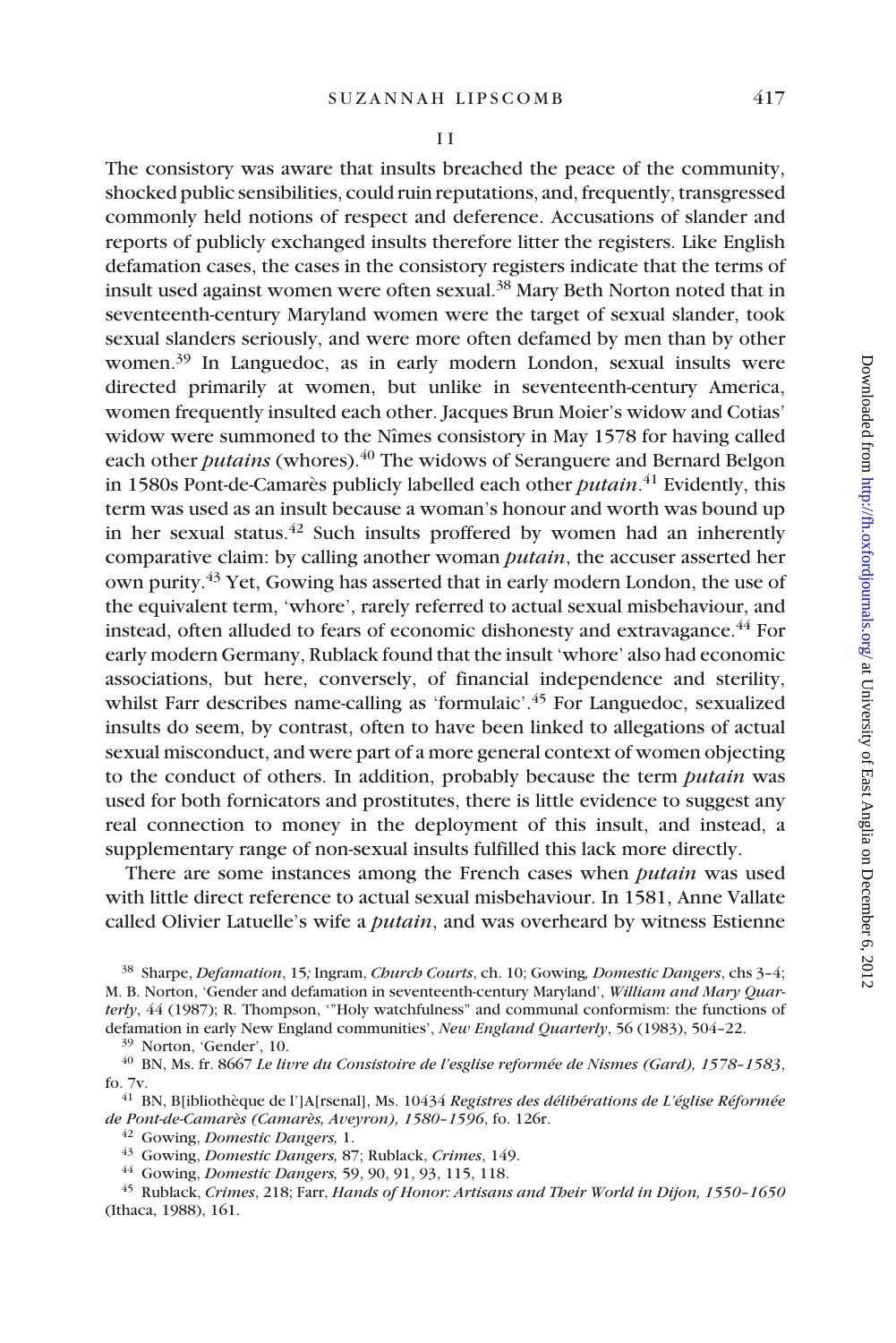## II

The consistory was aware that insults breached the peace of the community, shocked public sensibilities, could ruin reputations, and, frequently, transgressed commonly held notions of respect and deference. Accusations of slander and reports of publicly exchanged insults therefore litter the registers. Like English defamation cases, the cases in the consistory registers indicate that the terms of insult used against women were often sexual.[38] Mary Beth Norton noted that in seventeenth-century Maryland women were the target of sexual slander, took sexual slanders seriously, and were more often defamed by men than by other women.[39] In Languedoc, as in early modern London, sexual insults were directed primarily at women, but unlike in seventeenth-century America, women frequently insulted each other. Jacques Brun Moier's widow and Cotias' widow were summoned to the Nîmes consistory in May 1578 for having called each other *putains* (whores).[40] The widows of Seranguere and Bernard Belgon in 1580s Pont-de-Camarès publicly labelled each other *putain*.[41] Evidently, this term was used as an insult because a woman's honour and worth was bound up in her sexual status.[42] Such insults proffered by women had an inherently comparative claim: by calling another woman *putain*, the accuser asserted her own purity.[43] Yet, Gowing has asserted that in early modern London, the use of the equivalent term, 'whore', rarely referred to actual sexual misbehaviour, and instead, often alluded to fears of economic dishonesty and extravagance.[44] For early modern Germany, Rublack found that the insult 'whore' also had economic associations, but here, conversely, of financial independence and sterility, whilst Farr describes name-calling as 'formulaic'.[45] For Languedoc, sexualized insults do seem, by contrast, often to have been linked to allegations of actual sexual misconduct, and were part of a more general context of women objecting to the conduct of others. In addition, probably because the term *putain* was used for both fornicators and prostitutes, there is little evidence to suggest any real connection to money in the deployment of this insult, and instead, a supplementary range of non-sexual insults fulfilled this lack more directly.

There are some instances among the French cases when *putain* was used with little direct reference to actual sexual misbehaviour. In 1581, Anne Vallate called Olivier Latuelle's wife a *putain*, and was overheard by witness Estienne

---

[38] Sharpe, *Defamation*, 15*;* Ingram, *Church Courts*, ch. 10; Gowing*, Domestic Dangers*, chs 3–4; M. B. Norton, 'Gender and defamation in seventeenth-century Maryland', *William and Mary Quarterly*, 44 (1987); R. Thompson, '"Holy watchfulness" and communal conformism: the functions of defamation in early New England communities', *New England Quarterly*, 56 (1983), 504–22.

[39] Norton, 'Gender', 10.

[40] BN, Ms. fr. 8667 *Le livre du Consistoire de l'esglise reformée de Nismes (Gard), 1578–1583*, fo. 7v.

[41] BN, B[ibliothèque de l']A[rsenal], Ms. 10434 *Registres des délibérations de L'église Réformée de Pont-de-Camarès (Camarès, Aveyron), 1580–1596*, fo. 126r.

[42] Gowing, *Domestic Dangers,* 1.

[43] Gowing, *Domestic Dangers,* 87; Rublack, *Crimes*, 149.

[44] Gowing, *Domestic Dangers,* 59, 90, 91, 93, 115, 118.

[45] Rublack, *Crimes*, 218; Farr, *Hands of Honor: Artisans and Their World in Dijon, 1550–1650* (Ithaca, 1988), 161.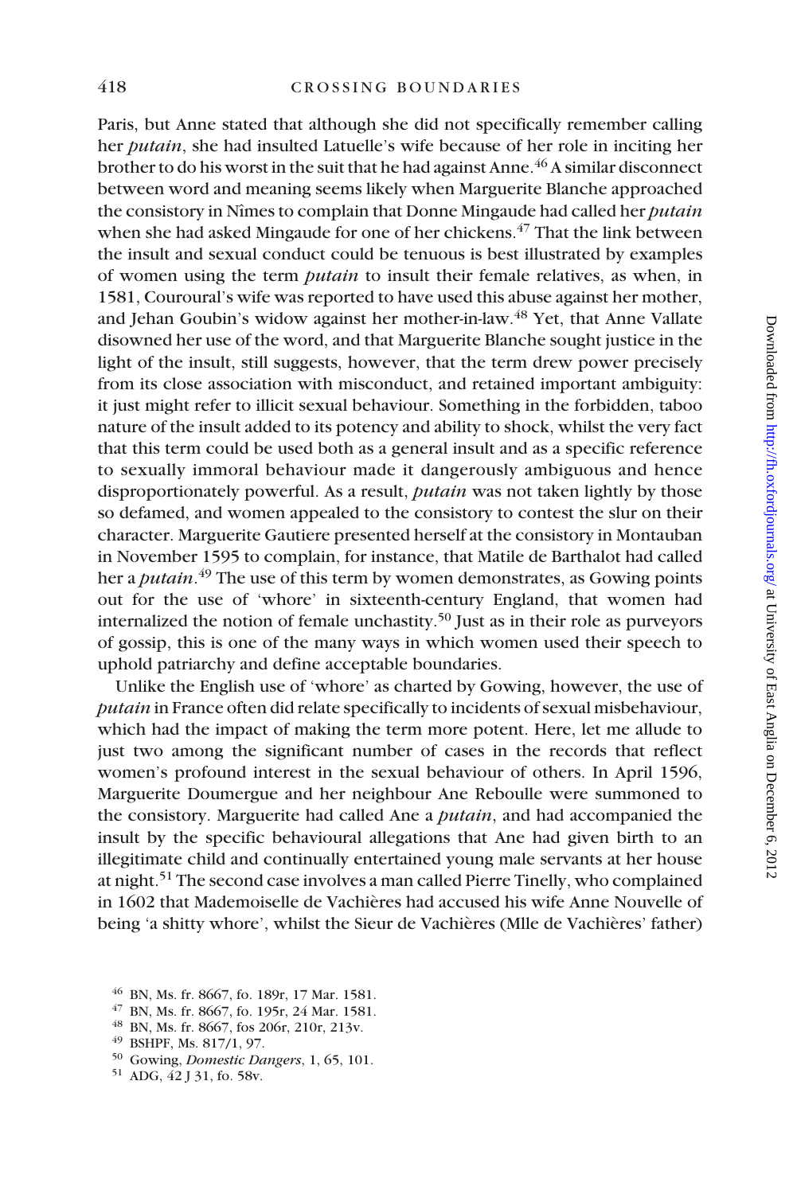Paris, but Anne stated that although she did not specifically remember calling her *putain*, she had insulted Latuelle's wife because of her role in inciting her brother to do his worst in the suit that he had against Anne.[46] A similar disconnect between word and meaning seems likely when Marguerite Blanche approached the consistory in Nîmes to complain that Donne Mingaude had called her *putain* when she had asked Mingaude for one of her chickens.[47] That the link between the insult and sexual conduct could be tenuous is best illustrated by examples of women using the term *putain* to insult their female relatives, as when, in 1581, Couroural's wife was reported to have used this abuse against her mother, and Jehan Goubin's widow against her mother-in-law.[48] Yet, that Anne Vallate disowned her use of the word, and that Marguerite Blanche sought justice in the light of the insult, still suggests, however, that the term drew power precisely from its close association with misconduct, and retained important ambiguity: it just might refer to illicit sexual behaviour. Something in the forbidden, taboo nature of the insult added to its potency and ability to shock, whilst the very fact that this term could be used both as a general insult and as a specific reference to sexually immoral behaviour made it dangerously ambiguous and hence disproportionately powerful. As a result, *putain* was not taken lightly by those so defamed, and women appealed to the consistory to contest the slur on their character. Marguerite Gautiere presented herself at the consistory in Montauban in November 1595 to complain, for instance, that Matile de Barthalot had called her a *putain*.[49] The use of this term by women demonstrates, as Gowing points out for the use of 'whore' in sixteenth-century England, that women had internalized the notion of female unchastity.[50] Just as in their role as purveyors of gossip, this is one of the many ways in which women used their speech to uphold patriarchy and define acceptable boundaries.

Unlike the English use of 'whore' as charted by Gowing, however, the use of *putain* in France often did relate specifically to incidents of sexual misbehaviour, which had the impact of making the term more potent. Here, let me allude to just two among the significant number of cases in the records that reflect women's profound interest in the sexual behaviour of others. In April 1596, Marguerite Doumergue and her neighbour Ane Reboulle were summoned to the consistory. Marguerite had called Ane a *putain*, and had accompanied the insult by the specific behavioural allegations that Ane had given birth to an illegitimate child and continually entertained young male servants at her house at night.[51] The second case involves a man called Pierre Tinelly, who complained in 1602 that Mademoiselle de Vachières had accused his wife Anne Nouvelle of being 'a shitty whore', whilst the Sieur de Vachières (Mlle de Vachières' father)

[46] BN, Ms. fr. 8667, fo. 189r, 17 Mar. 1581.

[47] BN, Ms. fr. 8667, fo. 195r, 24 Mar. 1581.

[48] BN, Ms. fr. 8667, fos 206r, 210r, 213v.

[49] BSHPF, Ms. 817/1, 97.

[50] Gowing, *Domestic Dangers*, 1, 65, 101.

[51] ADG, 42 J 31, fo. 58v.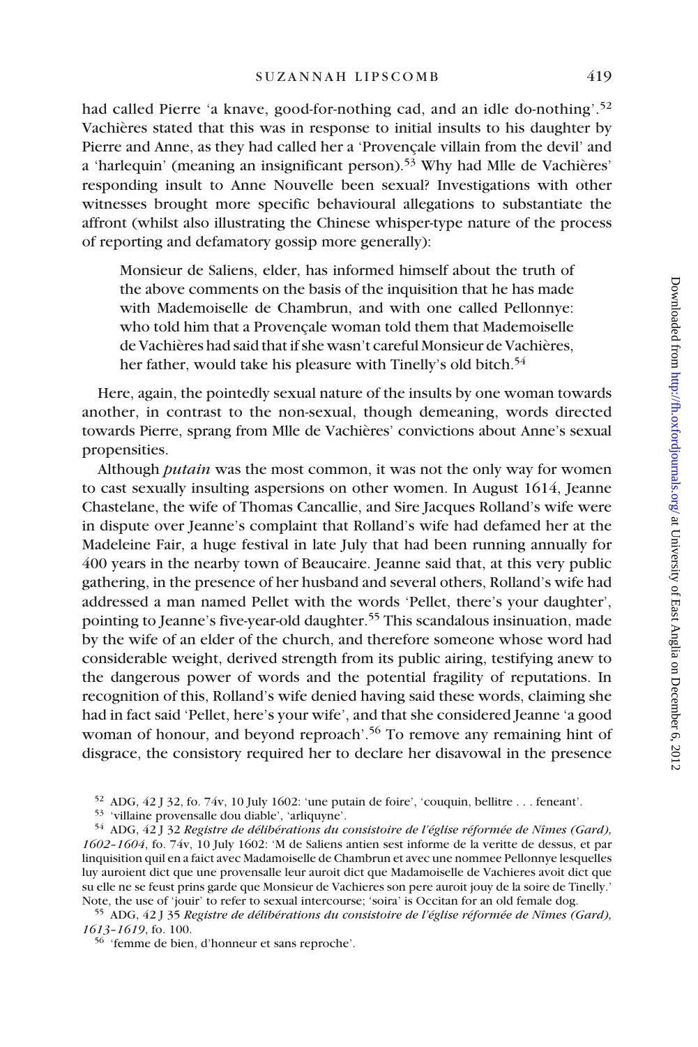had called Pierre 'a knave, good-for-nothing cad, and an idle do-nothing'.[52] Vachières stated that this was in response to initial insults to his daughter by Pierre and Anne, as they had called her a 'Provençale villain from the devil' and a 'harlequin' (meaning an insignificant person).[53] Why had Mlle de Vachières' responding insult to Anne Nouvelle been sexual? Investigations with other witnesses brought more specific behavioural allegations to substantiate the affront (whilst also illustrating the Chinese whisper-type nature of the process of reporting and defamatory gossip more generally):

> Monsieur de Saliens, elder, has informed himself about the truth of the above comments on the basis of the inquisition that he has made with Mademoiselle de Chambrun, and with one called Pellonnye: who told him that a Provençale woman told them that Mademoiselle de Vachières had said that if she wasn't careful Monsieur de Vachières, her father, would take his pleasure with Tinelly's old bitch.[54]

Here, again, the pointedly sexual nature of the insults by one woman towards another, in contrast to the non-sexual, though demeaning, words directed towards Pierre, sprang from Mlle de Vachières' convictions about Anne's sexual propensities.

Although *putain* was the most common, it was not the only way for women to cast sexually insulting aspersions on other women. In August 1614, Jeanne Chastelane, the wife of Thomas Cancallie, and Sire Jacques Rolland's wife were in dispute over Jeanne's complaint that Rolland's wife had defamed her at the Madeleine Fair, a huge festival in late July that had been running annually for 400 years in the nearby town of Beaucaire. Jeanne said that, at this very public gathering, in the presence of her husband and several others, Rolland's wife had addressed a man named Pellet with the words 'Pellet, there's your daughter', pointing to Jeanne's five-year-old daughter.[55] This scandalous insinuation, made by the wife of an elder of the church, and therefore someone whose word had considerable weight, derived strength from its public airing, testifying anew to the dangerous power of words and the potential fragility of reputations. In recognition of this, Rolland's wife denied having said these words, claiming she had in fact said 'Pellet, here's your wife', and that she considered Jeanne 'a good woman of honour, and beyond reproach'.[56] To remove any remaining hint of disgrace, the consistory required her to declare her disavowal in the presence

---

[52] ADG, 42 J 32, fo. 74v, 10 July 1602: 'une putain de foire', 'couquin, bellitre . . . feneant'.

[53] 'villaine provensalle dou diable', 'arliquyne'.

[54] ADG, 42 J 32 *Registre de délibérations du consistoire de l'église réformée de Nîmes (Gard), 1602–1604*, fo. 74v, 10 July 1602: 'M de Saliens antien sest informe de la veritte de dessus, et par linquisition quil en a faict avec Madamoiselle de Chambrun et avec une nommee Pellonnye lesquelles luy auroient dict que une provensalle leur auroit dict que Madamoiselle de Vachieres avoit dict que su elle ne se feust prins garde que Monsieur de Vachieres son pere auroit jouy de la soire de Tinelly.' Note, the use of 'jouir' to refer to sexual intercourse; 'soira' is Occitan for an old female dog.

[55] ADG, 42 J 35 *Registre de délibérations du consistoire de l'église réformée de Nîmes (Gard), 1613–1619*, fo. 100.

[56] 'femme de bien, d'honneur et sans reproche'.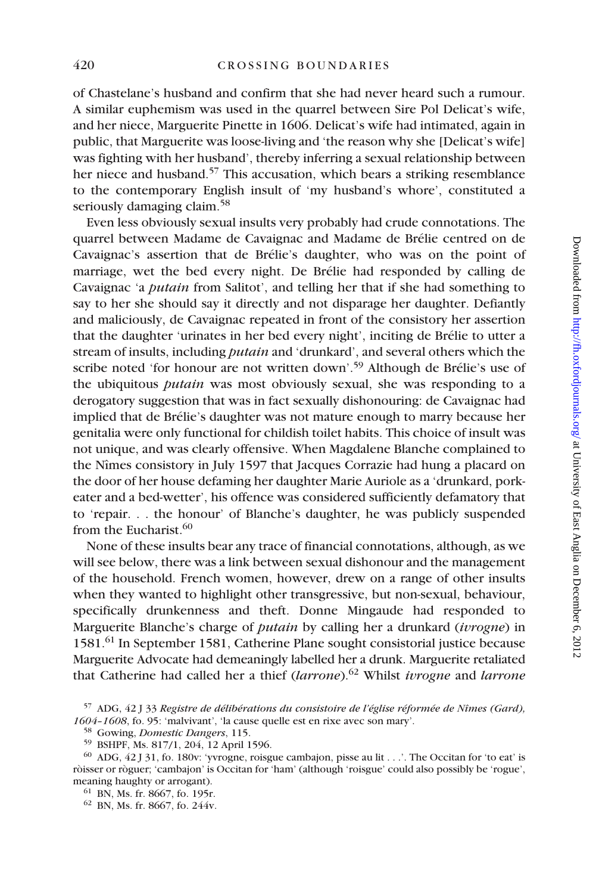of Chastelane's husband and confirm that she had never heard such a rumour. A similar euphemism was used in the quarrel between Sire Pol Delicat's wife, and her niece, Marguerite Pinette in 1606. Delicat's wife had intimated, again in public, that Marguerite was loose-living and 'the reason why she [Delicat's wife] was fighting with her husband', thereby inferring a sexual relationship between her niece and husband.[57] This accusation, which bears a striking resemblance to the contemporary English insult of 'my husband's whore', constituted a seriously damaging claim.[58]

Even less obviously sexual insults very probably had crude connotations. The quarrel between Madame de Cavaignac and Madame de Brélie centred on de Cavaignac's assertion that de Brélie's daughter, who was on the point of marriage, wet the bed every night. De Brélie had responded by calling de Cavaignac 'a *putain* from Salitot', and telling her that if she had something to say to her she should say it directly and not disparage her daughter. Defiantly and maliciously, de Cavaignac repeated in front of the consistory her assertion that the daughter 'urinates in her bed every night', inciting de Brélie to utter a stream of insults, including *putain* and 'drunkard', and several others which the scribe noted 'for honour are not written down'.[59] Although de Brélie's use of the ubiquitous *putain* was most obviously sexual, she was responding to a derogatory suggestion that was in fact sexually dishonouring: de Cavaignac had implied that de Brélie's daughter was not mature enough to marry because her genitalia were only functional for childish toilet habits. This choice of insult was not unique, and was clearly offensive. When Magdalene Blanche complained to the Nîmes consistory in July 1597 that Jacques Corrazie had hung a placard on the door of her house defaming her daughter Marie Auriole as a 'drunkard, pork-eater and a bed-wetter', his offence was considered sufficiently defamatory that to 'repair. . . the honour' of Blanche's daughter, he was publicly suspended from the Eucharist.[60]

None of these insults bear any trace of financial connotations, although, as we will see below, there was a link between sexual dishonour and the management of the household. French women, however, drew on a range of other insults when they wanted to highlight other transgressive, but non-sexual, behaviour, specifically drunkenness and theft. Donne Mingaude had responded to Marguerite Blanche's charge of *putain* by calling her a drunkard (*ivrogne*) in 1581.[61] In September 1581, Catherine Plane sought consistorial justice because Marguerite Advocate had demeaningly labelled her a drunk. Marguerite retaliated that Catherine had called her a thief (*larrone*).[62] Whilst *ivrogne* and *larrone*

[57] ADG, 42 J 33 *Registre de délibérations du consistoire de l'église réformée de Nîmes (Gard), 1604–1608*, fo. 95: 'malvivant', 'la cause quelle est en rixe avec son mary'.

[58] Gowing, *Domestic Dangers*, 115.

[59] BSHPF, Ms. 817/1, 204, 12 April 1596.

[60] ADG, 42 J 31, fo. 180v: 'yvrogne, roisgue cambajon, pisse au lit . . .'. The Occitan for 'to eat' is ròisser or ròguer; 'cambajon' is Occitan for 'ham' (although 'roisgue' could also possibly be 'rogue', meaning haughty or arrogant).

[61] BN, Ms. fr. 8667, fo. 195r.

[62] BN, Ms. fr. 8667, fo. 244v.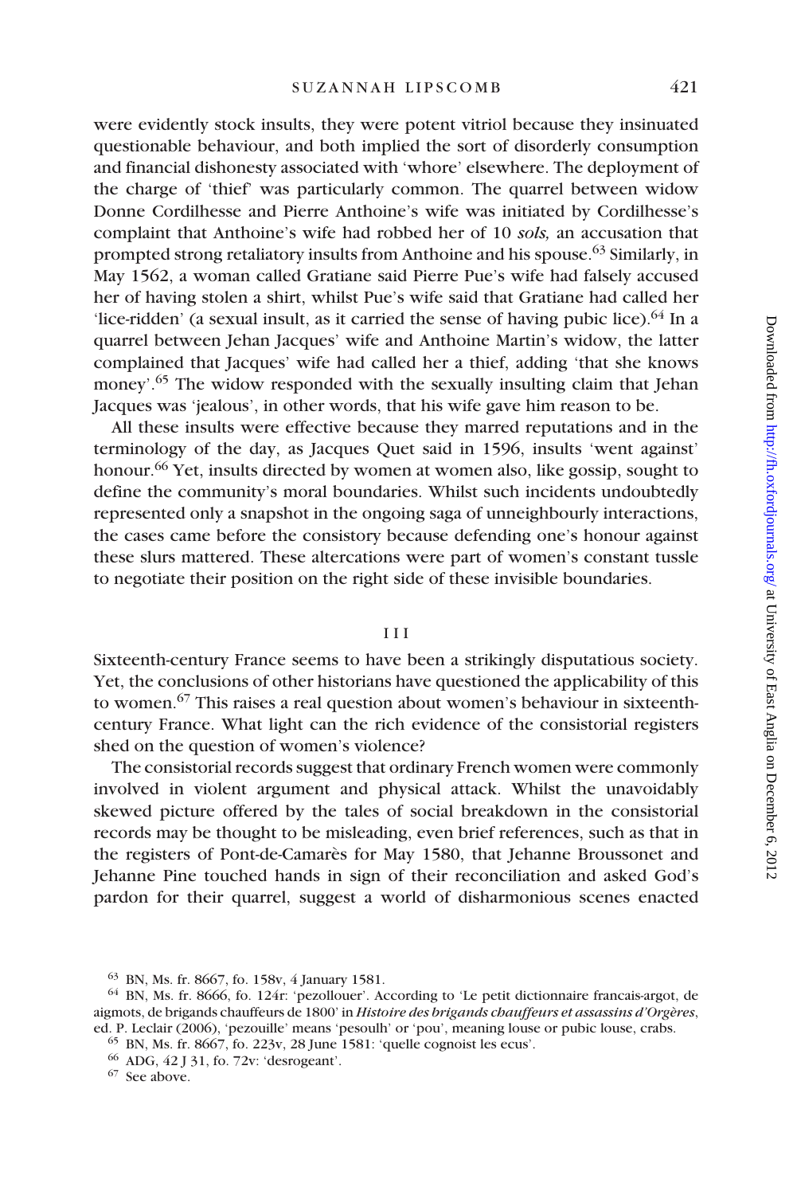were evidently stock insults, they were potent vitriol because they insinuated questionable behaviour, and both implied the sort of disorderly consumption and financial dishonesty associated with 'whore' elsewhere. The deployment of the charge of 'thief' was particularly common. The quarrel between widow Donne Cordilhesse and Pierre Anthoine's wife was initiated by Cordilhesse's complaint that Anthoine's wife had robbed her of 10 *sols,* an accusation that prompted strong retaliatory insults from Anthoine and his spouse.[63] Similarly, in May 1562, a woman called Gratiane said Pierre Pue's wife had falsely accused her of having stolen a shirt, whilst Pue's wife said that Gratiane had called her 'lice-ridden' (a sexual insult, as it carried the sense of having pubic lice).[64] In a quarrel between Jehan Jacques' wife and Anthoine Martin's widow, the latter complained that Jacques' wife had called her a thief, adding 'that she knows money'.[65] The widow responded with the sexually insulting claim that Jehan Jacques was 'jealous', in other words, that his wife gave him reason to be.

All these insults were effective because they marred reputations and in the terminology of the day, as Jacques Quet said in 1596, insults 'went against' honour.[66] Yet, insults directed by women at women also, like gossip, sought to define the community's moral boundaries. Whilst such incidents undoubtedly represented only a snapshot in the ongoing saga of unneighbourly interactions, the cases came before the consistory because defending one's honour against these slurs mattered. These altercations were part of women's constant tussle to negotiate their position on the right side of these invisible boundaries.

## III

Sixteenth-century France seems to have been a strikingly disputatious society. Yet, the conclusions of other historians have questioned the applicability of this to women.[67] This raises a real question about women's behaviour in sixteenth-century France. What light can the rich evidence of the consistorial registers shed on the question of women's violence?

The consistorial records suggest that ordinary French women were commonly involved in violent argument and physical attack. Whilst the unavoidably skewed picture offered by the tales of social breakdown in the consistorial records may be thought to be misleading, even brief references, such as that in the registers of Pont-de-Camarès for May 1580, that Jehanne Broussonet and Jehanne Pine touched hands in sign of their reconciliation and asked God's pardon for their quarrel, suggest a world of disharmonious scenes enacted

---

[63] BN, Ms. fr. 8667, fo. 158v, 4 January 1581.

[64] BN, Ms. fr. 8666, fo. 124r: 'pezollouer'. According to 'Le petit dictionnaire francais-argot, de aigmots, de brigands chauffeurs de 1800' in *Histoire des brigands chauffeurs et assassins d'Orgères*, ed. P. Leclair (2006), 'pezouille' means 'pesoulh' or 'pou', meaning louse or pubic louse, crabs.

[65] BN, Ms. fr. 8667, fo. 223v, 28 June 1581: 'quelle cognoist les ecus'.

[66] ADG, 42 J 31, fo. 72v: 'desrogeant'.

[67] See above.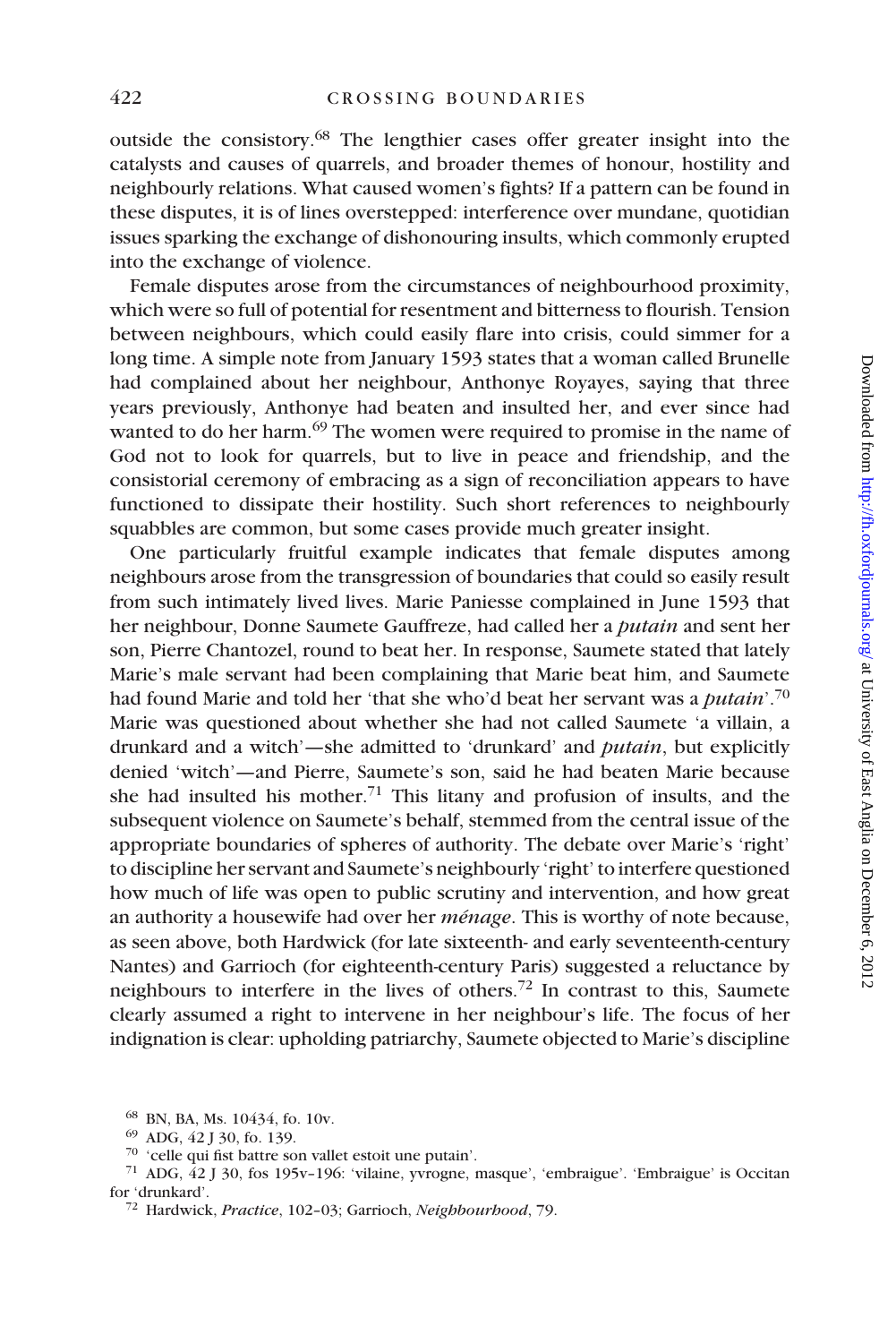outside the consistory.[68] The lengthier cases offer greater insight into the catalysts and causes of quarrels, and broader themes of honour, hostility and neighbourly relations. What caused women's fights? If a pattern can be found in these disputes, it is of lines overstepped: interference over mundane, quotidian issues sparking the exchange of dishonouring insults, which commonly erupted into the exchange of violence.

Female disputes arose from the circumstances of neighbourhood proximity, which were so full of potential for resentment and bitterness to flourish. Tension between neighbours, which could easily flare into crisis, could simmer for a long time. A simple note from January 1593 states that a woman called Brunelle had complained about her neighbour, Anthonye Royayes, saying that three years previously, Anthonye had beaten and insulted her, and ever since had wanted to do her harm.[69] The women were required to promise in the name of God not to look for quarrels, but to live in peace and friendship, and the consistorial ceremony of embracing as a sign of reconciliation appears to have functioned to dissipate their hostility. Such short references to neighbourly squabbles are common, but some cases provide much greater insight.

One particularly fruitful example indicates that female disputes among neighbours arose from the transgression of boundaries that could so easily result from such intimately lived lives. Marie Paniesse complained in June 1593 that her neighbour, Donne Saumete Gauffreze, had called her a *putain* and sent her son, Pierre Chantozel, round to beat her. In response, Saumete stated that lately Marie's male servant had been complaining that Marie beat him, and Saumete had found Marie and told her 'that she who'd beat her servant was a *putain*'.[70] Marie was questioned about whether she had not called Saumete 'a villain, a drunkard and a witch'—she admitted to 'drunkard' and *putain*, but explicitly denied 'witch'—and Pierre, Saumete's son, said he had beaten Marie because she had insulted his mother.[71] This litany and profusion of insults, and the subsequent violence on Saumete's behalf, stemmed from the central issue of the appropriate boundaries of spheres of authority. The debate over Marie's 'right' to discipline her servant and Saumete's neighbourly 'right' to interfere questioned how much of life was open to public scrutiny and intervention, and how great an authority a housewife had over her *ménage*. This is worthy of note because, as seen above, both Hardwick (for late sixteenth- and early seventeenth-century Nantes) and Garrioch (for eighteenth-century Paris) suggested a reluctance by neighbours to interfere in the lives of others.[72] In contrast to this, Saumete clearly assumed a right to intervene in her neighbour's life. The focus of her indignation is clear: upholding patriarchy, Saumete objected to Marie's discipline

[68] BN, BA, Ms. 10434, fo. 10v.

[69] ADG, 42 J 30, fo. 139.

[70] 'celle qui fist battre son vallet estoit une putain'.

[71] ADG, 42 J 30, fos 195v–196: 'vilaine, yvrogne, masque', 'embraigue'. 'Embraigue' is Occitan for 'drunkard'.

[72] Hardwick, *Practice*, 102–03; Garrioch, *Neighbourhood*, 79.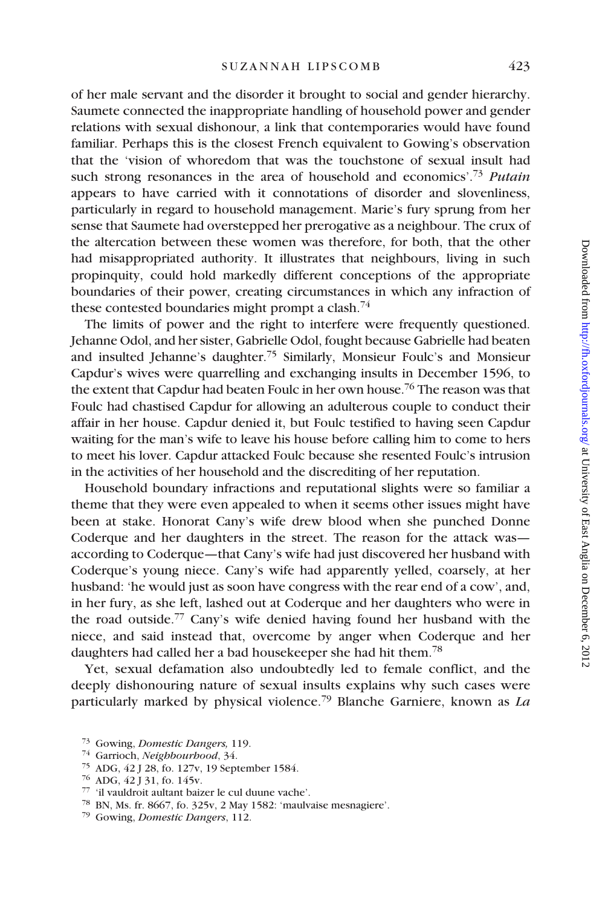of her male servant and the disorder it brought to social and gender hierarchy. Saumete connected the inappropriate handling of household power and gender relations with sexual dishonour, a link that contemporaries would have found familiar. Perhaps this is the closest French equivalent to Gowing's observation that the 'vision of whoredom that was the touchstone of sexual insult had such strong resonances in the area of household and economics'.[73] ***Putain*** appears to have carried with it connotations of disorder and slovenliness, particularly in regard to household management. Marie's fury sprung from her sense that Saumete had overstepped her prerogative as a neighbour. The crux of the altercation between these women was therefore, for both, that the other had misappropriated authority. It illustrates that neighbours, living in such propinquity, could hold markedly different conceptions of the appropriate boundaries of their power, creating circumstances in which any infraction of these contested boundaries might prompt a clash.[74]

The limits of power and the right to interfere were frequently questioned. Jehanne Odol, and her sister, Gabrielle Odol, fought because Gabrielle had beaten and insulted Jehanne's daughter.[75] Similarly, Monsieur Foulc's and Monsieur Capdur's wives were quarrelling and exchanging insults in December 1596, to the extent that Capdur had beaten Foulc in her own house.[76] The reason was that Foulc had chastised Capdur for allowing an adulterous couple to conduct their affair in her house. Capdur denied it, but Foulc testified to having seen Capdur waiting for the man's wife to leave his house before calling him to come to hers to meet his lover. Capdur attacked Foulc because she resented Foulc's intrusion in the activities of her household and the discrediting of her reputation.

Household boundary infractions and reputational slights were so familiar a theme that they were even appealed to when it seems other issues might have been at stake. Honorat Cany's wife drew blood when she punched Donne Coderque and her daughters in the street. The reason for the attack was—according to Coderque—that Cany's wife had just discovered her husband with Coderque's young niece. Cany's wife had apparently yelled, coarsely, at her husband: 'he would just as soon have congress with the rear end of a cow', and, in her fury, as she left, lashed out at Coderque and her daughters who were in the road outside.[77] Cany's wife denied having found her husband with the niece, and said instead that, overcome by anger when Coderque and her daughters had called her a bad housekeeper she had hit them.[78]

Yet, sexual defamation also undoubtedly led to female conflict, and the deeply dishonouring nature of sexual insults explains why such cases were particularly marked by physical violence.[79] Blanche Garniere, known as *La*

[73] Gowing, *Domestic Dangers,* 119.
[74] Garrioch, *Neighbourhood*, 34.
[75] ADG, 42 J 28, fo. 127v, 19 September 1584.
[76] ADG, 42 J 31, fo. 145v.
[77] 'il vauldroit aultant baizer le cul duune vache'.
[78] BN, Ms. fr. 8667, fo. 325v, 2 May 1582: 'maulvaise mesnagiere'.
[79] Gowing, *Domestic Dangers*, 112.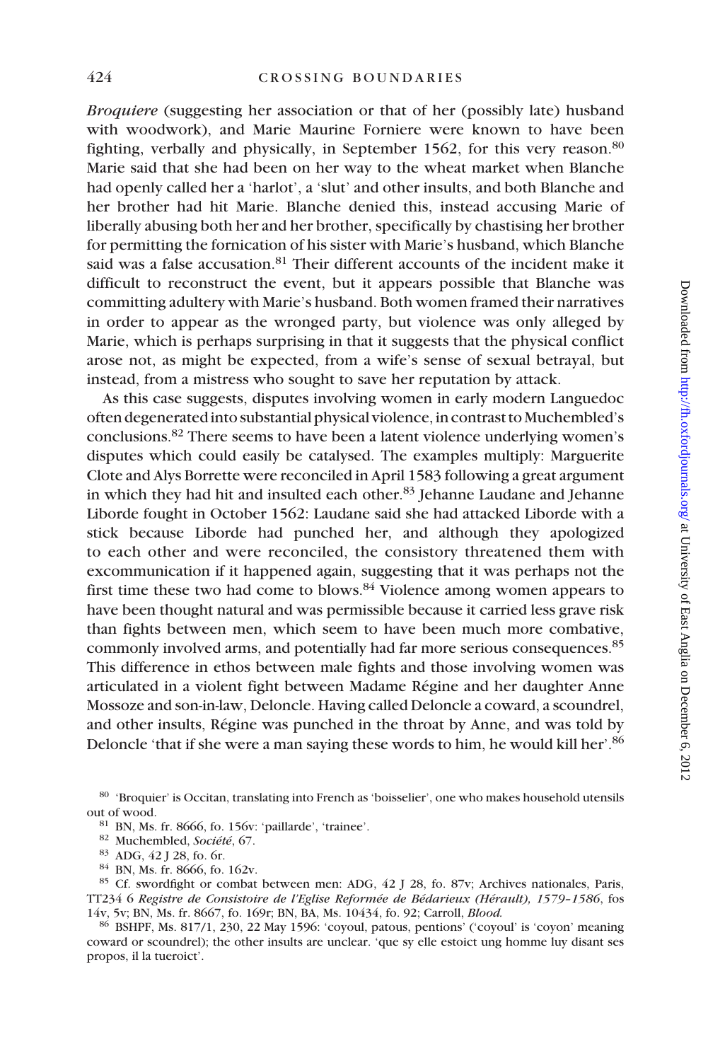*Broquiere* (suggesting her association or that of her (possibly late) husband with woodwork), and Marie Maurine Forniere were known to have been fighting, verbally and physically, in September 1562, for this very reason.[80] Marie said that she had been on her way to the wheat market when Blanche had openly called her a 'harlot', a 'slut' and other insults, and both Blanche and her brother had hit Marie. Blanche denied this, instead accusing Marie of liberally abusing both her and her brother, specifically by chastising her brother for permitting the fornication of his sister with Marie's husband, which Blanche said was a false accusation.[81] Their different accounts of the incident make it difficult to reconstruct the event, but it appears possible that Blanche was committing adultery with Marie's husband. Both women framed their narratives in order to appear as the wronged party, but violence was only alleged by Marie, which is perhaps surprising in that it suggests that the physical conflict arose not, as might be expected, from a wife's sense of sexual betrayal, but instead, from a mistress who sought to save her reputation by attack.

As this case suggests, disputes involving women in early modern Languedoc often degenerated into substantial physical violence, in contrast to Muchembled's conclusions.[82] There seems to have been a latent violence underlying women's disputes which could easily be catalysed. The examples multiply: Marguerite Clote and Alys Borrette were reconciled in April 1583 following a great argument in which they had hit and insulted each other.[83] Jehanne Laudane and Jehanne Liborde fought in October 1562: Laudane said she had attacked Liborde with a stick because Liborde had punched her, and although they apologized to each other and were reconciled, the consistory threatened them with excommunication if it happened again, suggesting that it was perhaps not the first time these two had come to blows.[84] Violence among women appears to have been thought natural and was permissible because it carried less grave risk than fights between men, which seem to have been much more combative, commonly involved arms, and potentially had far more serious consequences.[85] This difference in ethos between male fights and those involving women was articulated in a violent fight between Madame Régine and her daughter Anne Mossoze and son-in-law, Deloncle. Having called Deloncle a coward, a scoundrel, and other insults, Régine was punched in the throat by Anne, and was told by Deloncle 'that if she were a man saying these words to him, he would kill her'.[86]

[80] 'Broquier' is Occitan, translating into French as 'boisselier', one who makes household utensils out of wood.

[81] BN, Ms. fr. 8666, fo. 156v: 'paillarde', 'trainee'.

[82] Muchembled, *Société*, 67.

[83] ADG, 42 J 28, fo. 6r.

[84] BN, Ms. fr. 8666, fo. 162v.

[85] Cf. swordfight or combat between men: ADG, 42 J 28, fo. 87v; Archives nationales, Paris, TT234 6 *Registre de Consistoire de l'Eglise Reformée de Bédarieux (Hérault), 1579–1586*, fos 14v, 5v; BN, Ms. fr. 8667, fo. 169r; BN, BA, Ms. 10434, fo. 92; Carroll, *Blood.*

[86] BSHPF, Ms. 817/1, 230, 22 May 1596: 'coyoul, patous, pentions' ('coyoul' is 'coyon' meaning coward or scoundrel); the other insults are unclear. 'que sy elle estoict ung homme luy disant ses propos, il la tueroict'.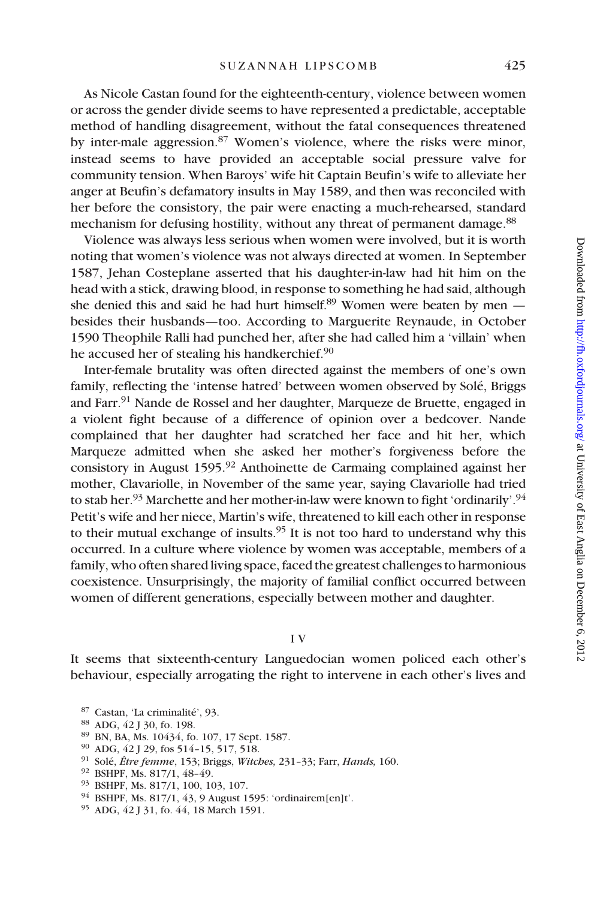As Nicole Castan found for the eighteenth-century, violence between women or across the gender divide seems to have represented a predictable, acceptable method of handling disagreement, without the fatal consequences threatened by inter-male aggression.[87] Women's violence, where the risks were minor, instead seems to have provided an acceptable social pressure valve for community tension. When Baroys' wife hit Captain Beufin's wife to alleviate her anger at Beufin's defamatory insults in May 1589, and then was reconciled with her before the consistory, the pair were enacting a much-rehearsed, standard mechanism for defusing hostility, without any threat of permanent damage.[88]

Violence was always less serious when women were involved, but it is worth noting that women's violence was not always directed at women. In September 1587, Jehan Costeplane asserted that his daughter-in-law had hit him on the head with a stick, drawing blood, in response to something he had said, although she denied this and said he had hurt himself.[89] Women were beaten by men — besides their husbands—too. According to Marguerite Reynaude, in October 1590 Theophile Ralli had punched her, after she had called him a 'villain' when he accused her of stealing his handkerchief.[90]

Inter-female brutality was often directed against the members of one's own family, reflecting the 'intense hatred' between women observed by Solé, Briggs and Farr.[91] Nande de Rossel and her daughter, Marqueze de Bruette, engaged in a violent fight because of a difference of opinion over a bedcover. Nande complained that her daughter had scratched her face and hit her, which Marqueze admitted when she asked her mother's forgiveness before the consistory in August 1595.[92] Anthoinette de Carmaing complained against her mother, Clavariolle, in November of the same year, saying Clavariolle had tried to stab her.[93] Marchette and her mother-in-law were known to fight 'ordinarily'.[94] Petit's wife and her niece, Martin's wife, threatened to kill each other in response to their mutual exchange of insults.[95] It is not too hard to understand why this occurred. In a culture where violence by women was acceptable, members of a family, who often shared living space, faced the greatest challenges to harmonious coexistence. Unsurprisingly, the majority of familial conflict occurred between women of different generations, especially between mother and daughter.

## IV

It seems that sixteenth-century Languedocian women policed each other's behaviour, especially arrogating the right to intervene in each other's lives and

---

[87] Castan, 'La criminalité', 93.

[88] ADG, 42 J 30, fo. 198.

[89] BN, BA, Ms. 10434, fo. 107, 17 Sept. 1587.

[90] ADG, 42 J 29, fos 514–15, 517, 518.

[91] Solé, *Être femme*, 153; Briggs, *Witches*, 231–33; Farr, *Hands*, 160.

[92] BSHPF, Ms. 817/1, 48–49.

[93] BSHPF, Ms. 817/1, 100, 103, 107.

[94] BSHPF, Ms. 817/1, 43, 9 August 1595: 'ordinairem[en]t'.

[95] ADG, 42 J 31, fo. 44, 18 March 1591.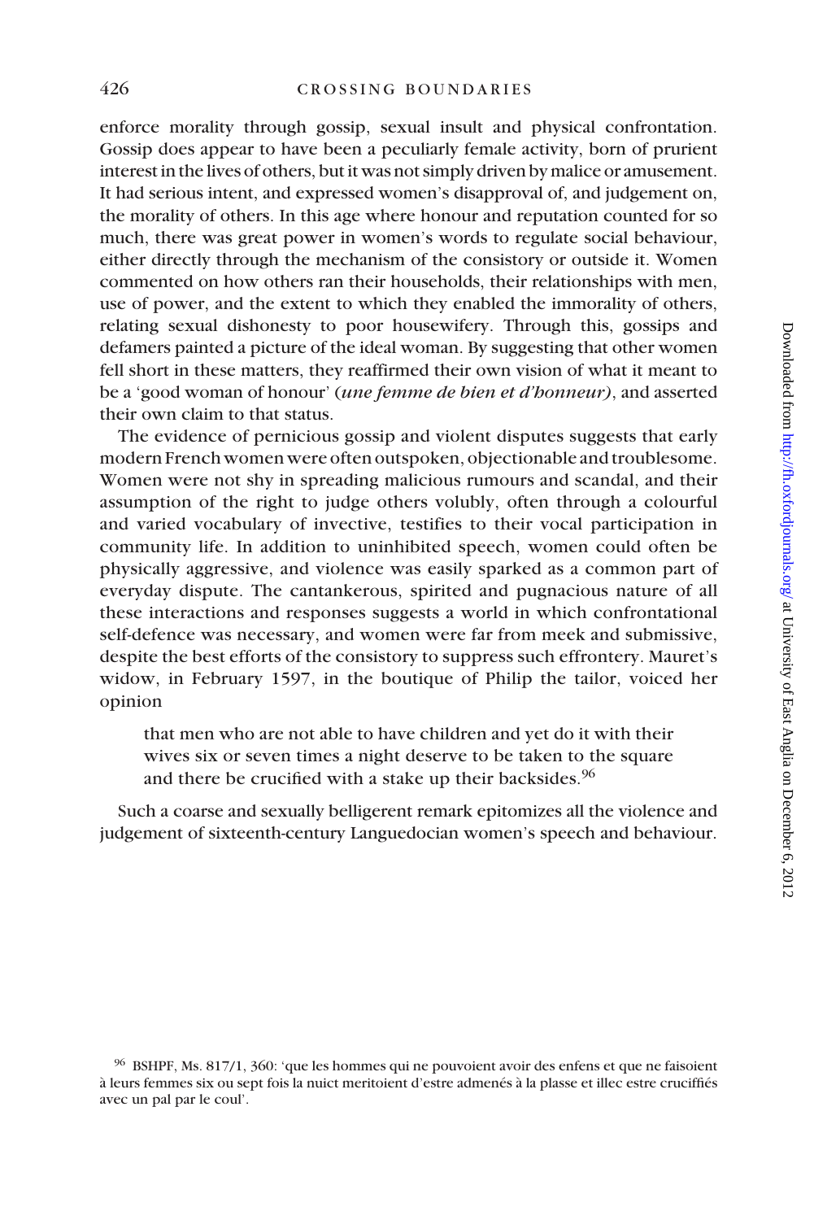enforce morality through gossip, sexual insult and physical confrontation. Gossip does appear to have been a peculiarly female activity, born of prurient interest in the lives of others, but it was not simply driven by malice or amusement. It had serious intent, and expressed women's disapproval of, and judgement on, the morality of others. In this age where honour and reputation counted for so much, there was great power in women's words to regulate social behaviour, either directly through the mechanism of the consistory or outside it. Women commented on how others ran their households, their relationships with men, use of power, and the extent to which they enabled the immorality of others, relating sexual dishonesty to poor housewifery. Through this, gossips and defamers painted a picture of the ideal woman. By suggesting that other women fell short in these matters, they reaffirmed their own vision of what it meant to be a 'good woman of honour' (*une femme de bien et d'honneur)*, and asserted their own claim to that status.

The evidence of pernicious gossip and violent disputes suggests that early modern French women were often outspoken, objectionable and troublesome. Women were not shy in spreading malicious rumours and scandal, and their assumption of the right to judge others volubly, often through a colourful and varied vocabulary of invective, testifies to their vocal participation in community life. In addition to uninhibited speech, women could often be physically aggressive, and violence was easily sparked as a common part of everyday dispute. The cantankerous, spirited and pugnacious nature of all these interactions and responses suggests a world in which confrontational self-defence was necessary, and women were far from meek and submissive, despite the best efforts of the consistory to suppress such effrontery. Mauret's widow, in February 1597, in the boutique of Philip the tailor, voiced her opinion

> that men who are not able to have children and yet do it with their wives six or seven times a night deserve to be taken to the square and there be crucified with a stake up their backsides.[96]

Such a coarse and sexually belligerent remark epitomizes all the violence and judgement of sixteenth-century Languedocian women's speech and behaviour.

[96] BSHPF, Ms. 817/1, 360: 'que les hommes qui ne pouvoient avoir des enfens et que ne faisoient à leurs femmes six ou sept fois la nuict meritoient d'estre admenés à la plasse et illec estre cruciffiés avec un pal par le coul'.